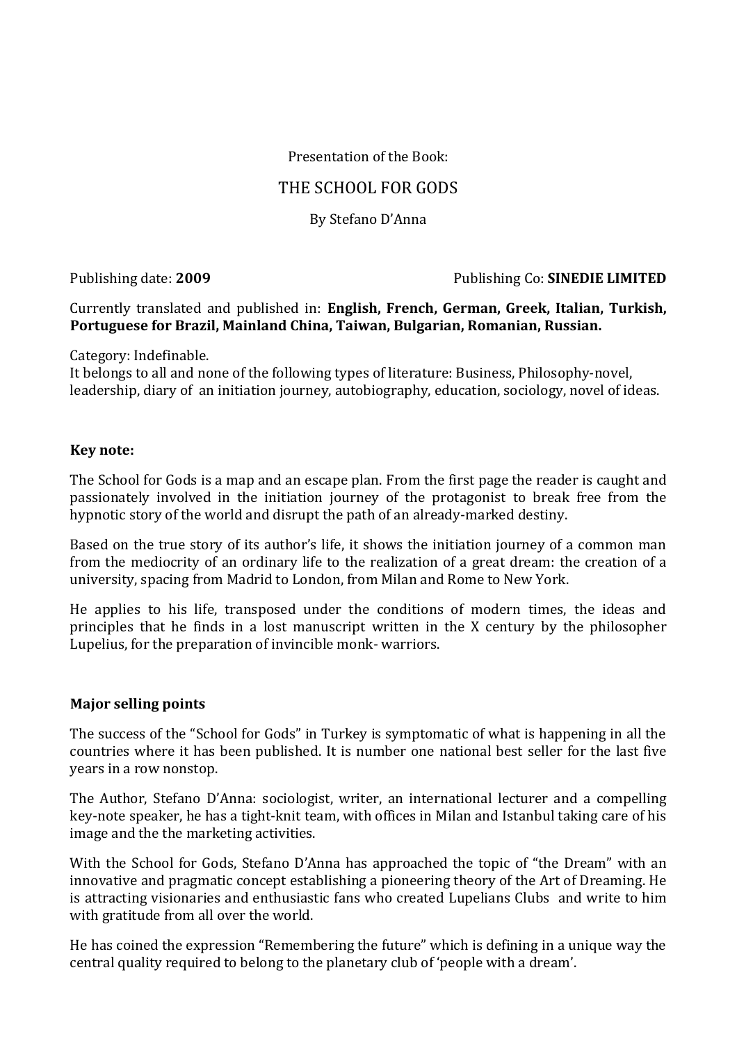Presentation of the Book:

# THE SCHOOL FOR GODS

By Stefano D'Anna

Publishing date: **2009** Publishing Co: **SINEDIE LIMITED**

Currently translated and published in: **English, French, German, Greek, Italian, Turkish, Portuguese for Brazil, Mainland China, Taiwan, Bulgarian, Romanian, Russian.**

Category: Indefinable.
It belongs to all and none of the following types of literature: Business, Philosophy-novel, leadership, diary of an initiation journey, autobiography, education, sociology, novel of ideas.

**Key note:**

The School for Gods is a map and an escape plan. From the first page the reader is caught and passionately involved in the initiation journey of the protagonist to break free from the hypnotic story of the world and disrupt the path of an already-marked destiny.

Based on the true story of its author's life, it shows the initiation journey of a common man from the mediocrity of an ordinary life to the realization of a great dream: the creation of a university, spacing from Madrid to London, from Milan and Rome to New York.

He applies to his life, transposed under the conditions of modern times, the ideas and principles that he finds in a lost manuscript written in the X century by the philosopher Lupelius, for the preparation of invincible monk- warriors.

**Major selling points**

The success of the "School for Gods" in Turkey is symptomatic of what is happening in all the countries where it has been published. It is number one national best seller for the last five years in a row nonstop.

The Author, Stefano D'Anna: sociologist, writer, an international lecturer and a compelling key-note speaker, he has a tight-knit team, with offices in Milan and Istanbul taking care of his image and the the marketing activities.

With the School for Gods, Stefano D'Anna has approached the topic of "the Dream" with an innovative and pragmatic concept establishing a pioneering theory of the Art of Dreaming. He is attracting visionaries and enthusiastic fans who created Lupelians Clubs and write to him with gratitude from all over the world.

He has coined the expression "Remembering the future" which is defining in a unique way the central quality required to belong to the planetary club of 'people with a dream'.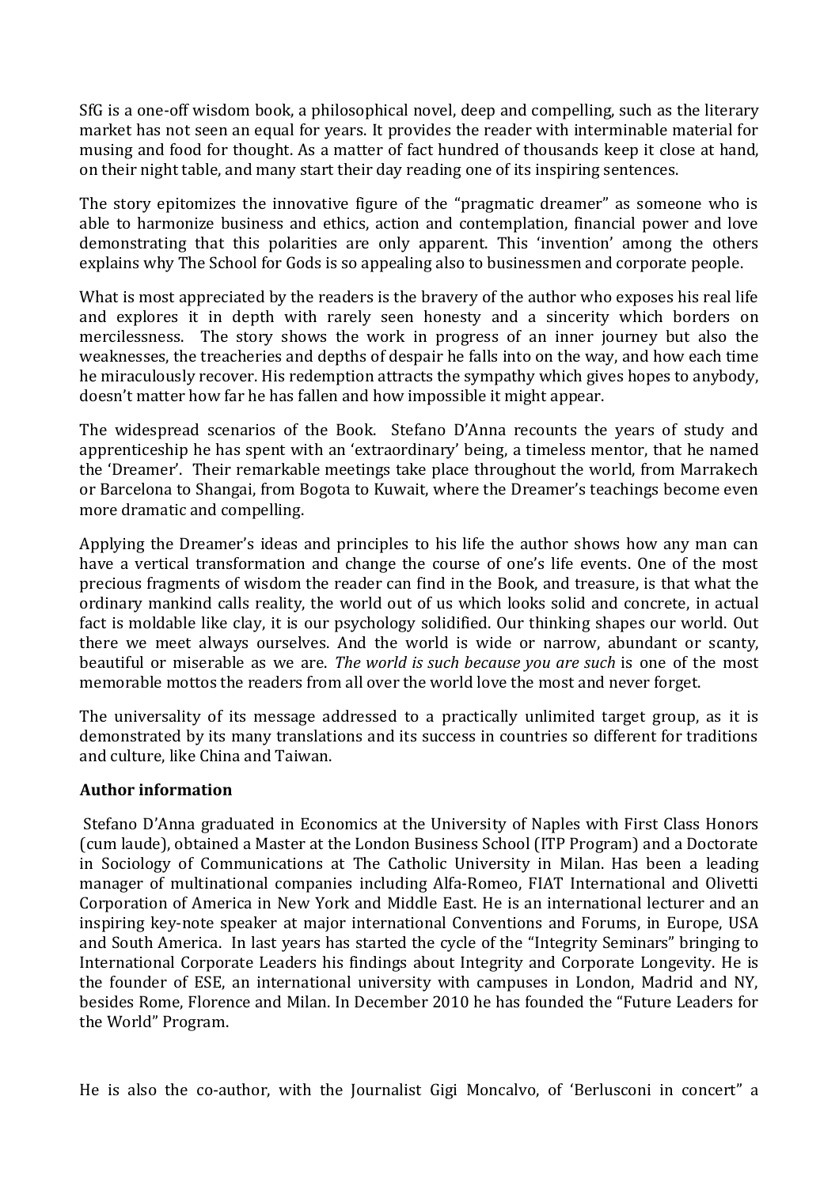SfG is a one-off wisdom book, a philosophical novel, deep and compelling, such as the literary market has not seen an equal for years. It provides the reader with interminable material for musing and food for thought. As a matter of fact hundred of thousands keep it close at hand, on their night table, and many start their day reading one of its inspiring sentences.

The story epitomizes the innovative figure of the "pragmatic dreamer" as someone who is able to harmonize business and ethics, action and contemplation, financial power and love demonstrating that this polarities are only apparent. This 'invention' among the others explains why The School for Gods is so appealing also to businessmen and corporate people.

What is most appreciated by the readers is the bravery of the author who exposes his real life and explores it in depth with rarely seen honesty and a sincerity which borders on mercilessness. The story shows the work in progress of an inner journey but also the weaknesses, the treacheries and depths of despair he falls into on the way, and how each time he miraculously recover. His redemption attracts the sympathy which gives hopes to anybody, doesn't matter how far he has fallen and how impossible it might appear.

The widespread scenarios of the Book. Stefano D'Anna recounts the years of study and apprenticeship he has spent with an 'extraordinary' being, a timeless mentor, that he named the 'Dreamer'. Their remarkable meetings take place throughout the world, from Marrakech or Barcelona to Shangai, from Bogota to Kuwait, where the Dreamer's teachings become even more dramatic and compelling.

Applying the Dreamer's ideas and principles to his life the author shows how any man can have a vertical transformation and change the course of one's life events. One of the most precious fragments of wisdom the reader can find in the Book, and treasure, is that what the ordinary mankind calls reality, the world out of us which looks solid and concrete, in actual fact is moldable like clay, it is our psychology solidified. Our thinking shapes our world. Out there we meet always ourselves. And the world is wide or narrow, abundant or scanty, beautiful or miserable as we are. *The world is such because you are such* is one of the most memorable mottos the readers from all over the world love the most and never forget.

The universality of its message addressed to a practically unlimited target group, as it is demonstrated by its many translations and its success in countries so different for traditions and culture, like China and Taiwan.

**Author information**

Stefano D'Anna graduated in Economics at the University of Naples with First Class Honors (cum laude), obtained a Master at the London Business School (ITP Program) and a Doctorate in Sociology of Communications at The Catholic University in Milan. Has been a leading manager of multinational companies including Alfa-Romeo, FIAT International and Olivetti Corporation of America in New York and Middle East. He is an international lecturer and an inspiring key-note speaker at major international Conventions and Forums, in Europe, USA and South America. In last years has started the cycle of the "Integrity Seminars" bringing to International Corporate Leaders his findings about Integrity and Corporate Longevity. He is the founder of ESE, an international university with campuses in London, Madrid and NY, besides Rome, Florence and Milan. In December 2010 he has founded the "Future Leaders for the World" Program.

He is also the co-author, with the Journalist Gigi Moncalvo, of 'Berlusconi in concert" a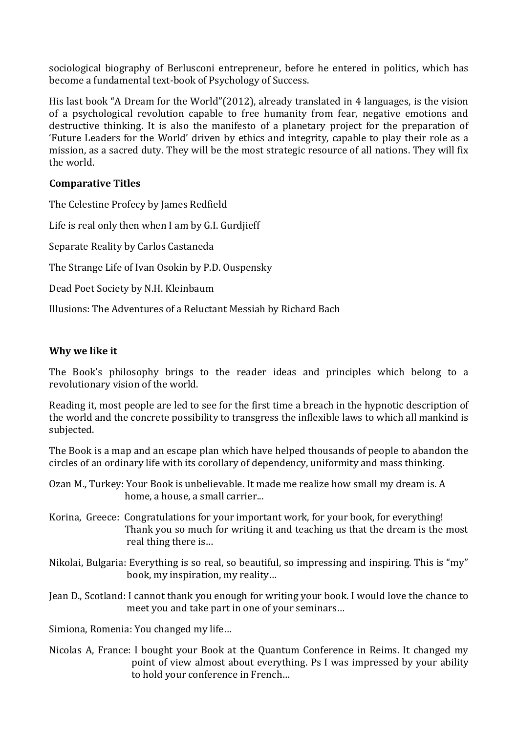sociological biography of Berlusconi entrepreneur, before he entered in politics, which has become a fundamental text-book of Psychology of Success.

His last book "A Dream for the World"(2012), already translated in 4 languages, is the vision of a psychological revolution capable to free humanity from fear, negative emotions and destructive thinking. It is also the manifesto of a planetary project for the preparation of 'Future Leaders for the World' driven by ethics and integrity, capable to play their role as a mission, as a sacred duty. They will be the most strategic resource of all nations. They will fix the world.

**Comparative Titles**

The Celestine Profecy by James Redfield

Life is real only then when I am by G.I. Gurdjieff

Separate Reality by Carlos Castaneda

The Strange Life of Ivan Osokin by P.D. Ouspensky

Dead Poet Society by N.H. Kleinbaum

Illusions: The Adventures of a Reluctant Messiah by Richard Bach

**Why we like it**

The Book's philosophy brings to the reader ideas and principles which belong to a revolutionary vision of the world.

Reading it, most people are led to see for the first time a breach in the hypnotic description of the world and the concrete possibility to transgress the inflexible laws to which all mankind is subjected.

The Book is a map and an escape plan which have helped thousands of people to abandon the circles of an ordinary life with its corollary of dependency, uniformity and mass thinking.

Ozan M., Turkey: Your Book is unbelievable. It made me realize how small my dream is. A home, a house, a small carrier...

Korina, Greece: Congratulations for your important work, for your book, for everything! Thank you so much for writing it and teaching us that the dream is the most real thing there is…

Nikolai, Bulgaria: Everything is so real, so beautiful, so impressing and inspiring. This is "my" book, my inspiration, my reality…

Jean D., Scotland: I cannot thank you enough for writing your book. I would love the chance to meet you and take part in one of your seminars…

Simiona, Romenia: You changed my life…

Nicolas A, France: I bought your Book at the Quantum Conference in Reims. It changed my point of view almost about everything. Ps I was impressed by your ability to hold your conference in French…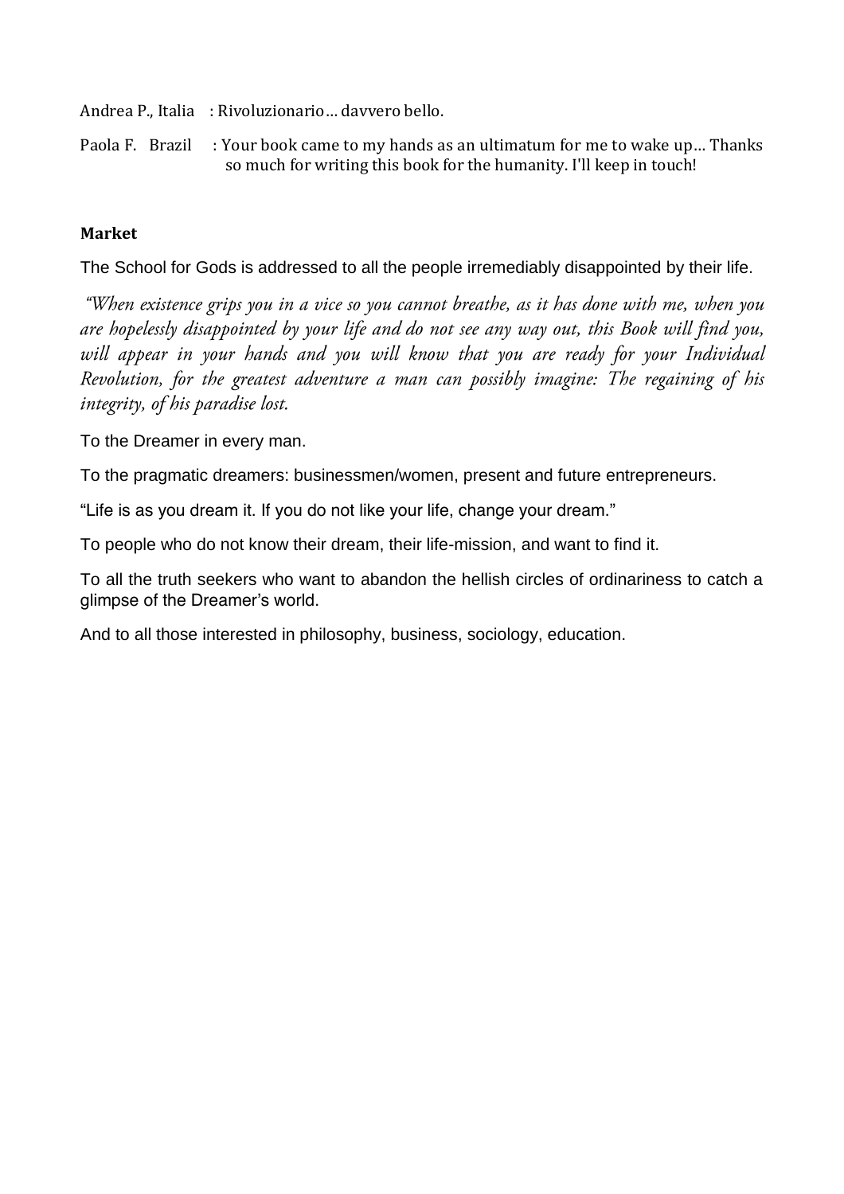Andrea P., Italia : Rivoluzionario… davvero bello.

Paola F. Brazil : Your book came to my hands as an ultimatum for me to wake up… Thanks so much for writing this book for the humanity. I'll keep in touch!

**Market**

The School for Gods is addressed to all the people irremediably disappointed by their life.

*"When existence grips you in a vice so you cannot breathe, as it has done with me, when you are hopelessly disappointed by your life and do not see any way out, this Book will find you, will appear in your hands and you will know that you are ready for your Individual Revolution, for the greatest adventure a man can possibly imagine: The regaining of his integrity, of his paradise lost.*

To the Dreamer in every man.

To the pragmatic dreamers: businessmen/women, present and future entrepreneurs.

"Life is as you dream it. If you do not like your life, change your dream."

To people who do not know their dream, their life-mission, and want to find it.

To all the truth seekers who want to abandon the hellish circles of ordinariness to catch a glimpse of the Dreamer's world.

And to all those interested in philosophy, business, sociology, education.